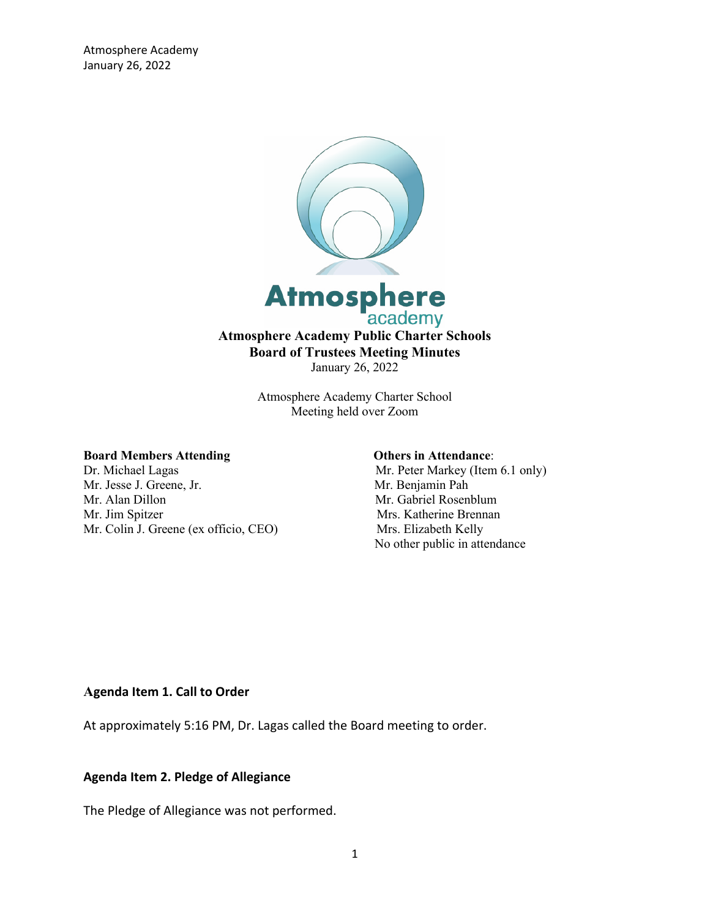**Atmosphere Academy Public Charter Schools**
**Board of Trustees Meeting Minutes**
January 26, 2022

Atmosphere Academy Charter School
Meeting held over Zoom

**Board Members Attending**
Dr. Michael Lagas
Mr. Jesse J. Greene, Jr.
Mr. Alan Dillon
Mr. Jim Spitzer
Mr. Colin J. Greene (ex officio, CEO)

**Others in Attendance**:
Mr. Peter Markey (Item 6.1 only)
Mr. Benjamin Pah
Mr. Gabriel Rosenblum
Mrs. Katherine Brennan
Mrs. Elizabeth Kelly
No other public in attendance

### Agenda Item 1. Call to Order

At approximately 5:16 PM, Dr. Lagas called the Board meeting to order.

### Agenda Item 2. Pledge of Allegiance

The Pledge of Allegiance was not performed.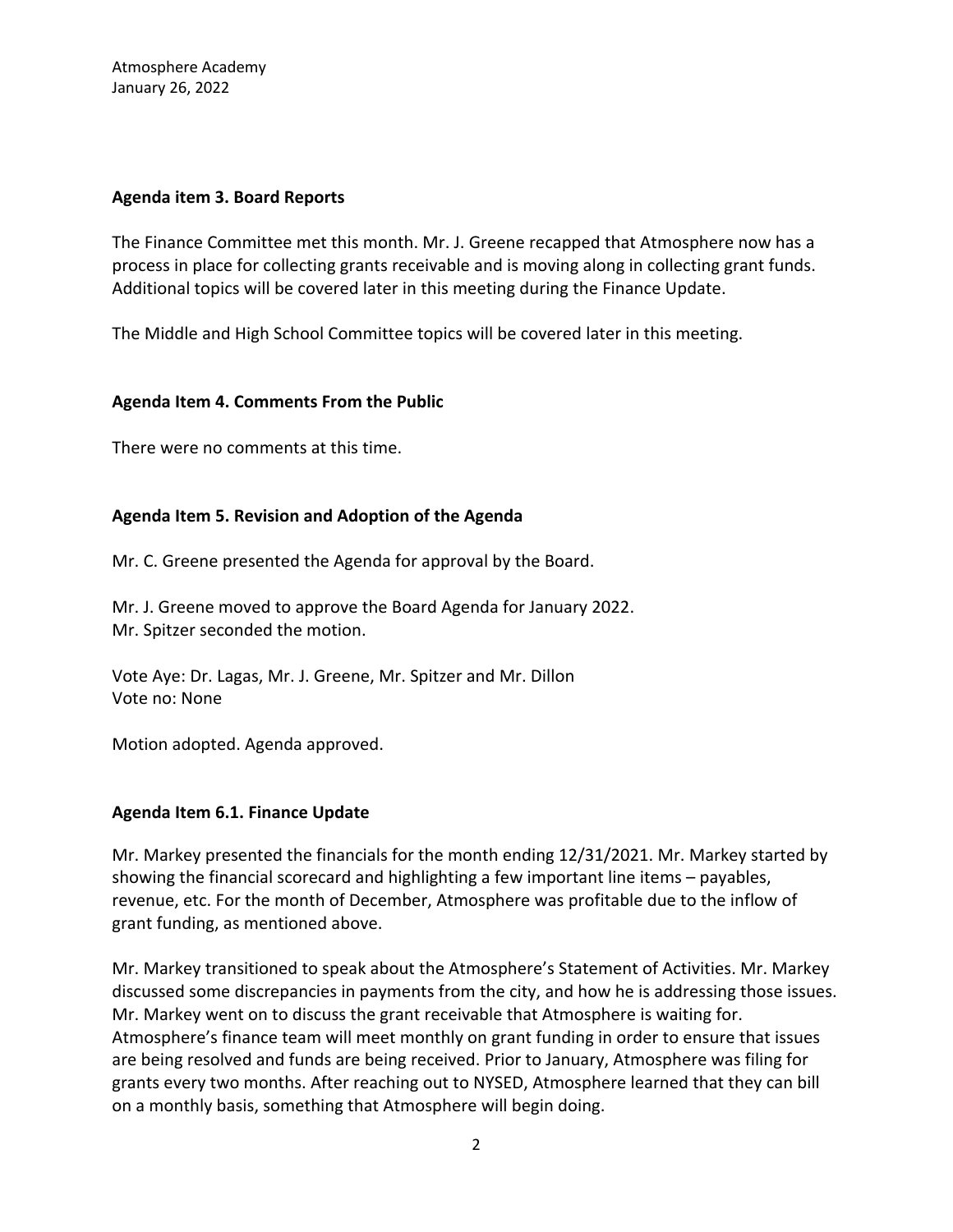**Agenda item 3. Board Reports**

The Finance Committee met this month. Mr. J. Greene recapped that Atmosphere now has a process in place for collecting grants receivable and is moving along in collecting grant funds. Additional topics will be covered later in this meeting during the Finance Update.

The Middle and High School Committee topics will be covered later in this meeting.

**Agenda Item 4. Comments From the Public**

There were no comments at this time.

**Agenda Item 5. Revision and Adoption of the Agenda**

Mr. C. Greene presented the Agenda for approval by the Board.

Mr. J. Greene moved to approve the Board Agenda for January 2022.
Mr. Spitzer seconded the motion.

Vote Aye: Dr. Lagas, Mr. J. Greene, Mr. Spitzer and Mr. Dillon
Vote no: None

Motion adopted. Agenda approved.

**Agenda Item 6.1. Finance Update**

Mr. Markey presented the financials for the month ending 12/31/2021. Mr. Markey started by showing the financial scorecard and highlighting a few important line items – payables, revenue, etc. For the month of December, Atmosphere was profitable due to the inflow of grant funding, as mentioned above.

Mr. Markey transitioned to speak about the Atmosphere's Statement of Activities. Mr. Markey discussed some discrepancies in payments from the city, and how he is addressing those issues. Mr. Markey went on to discuss the grant receivable that Atmosphere is waiting for. Atmosphere's finance team will meet monthly on grant funding in order to ensure that issues are being resolved and funds are being received. Prior to January, Atmosphere was filing for grants every two months. After reaching out to NYSED, Atmosphere learned that they can bill on a monthly basis, something that Atmosphere will begin doing.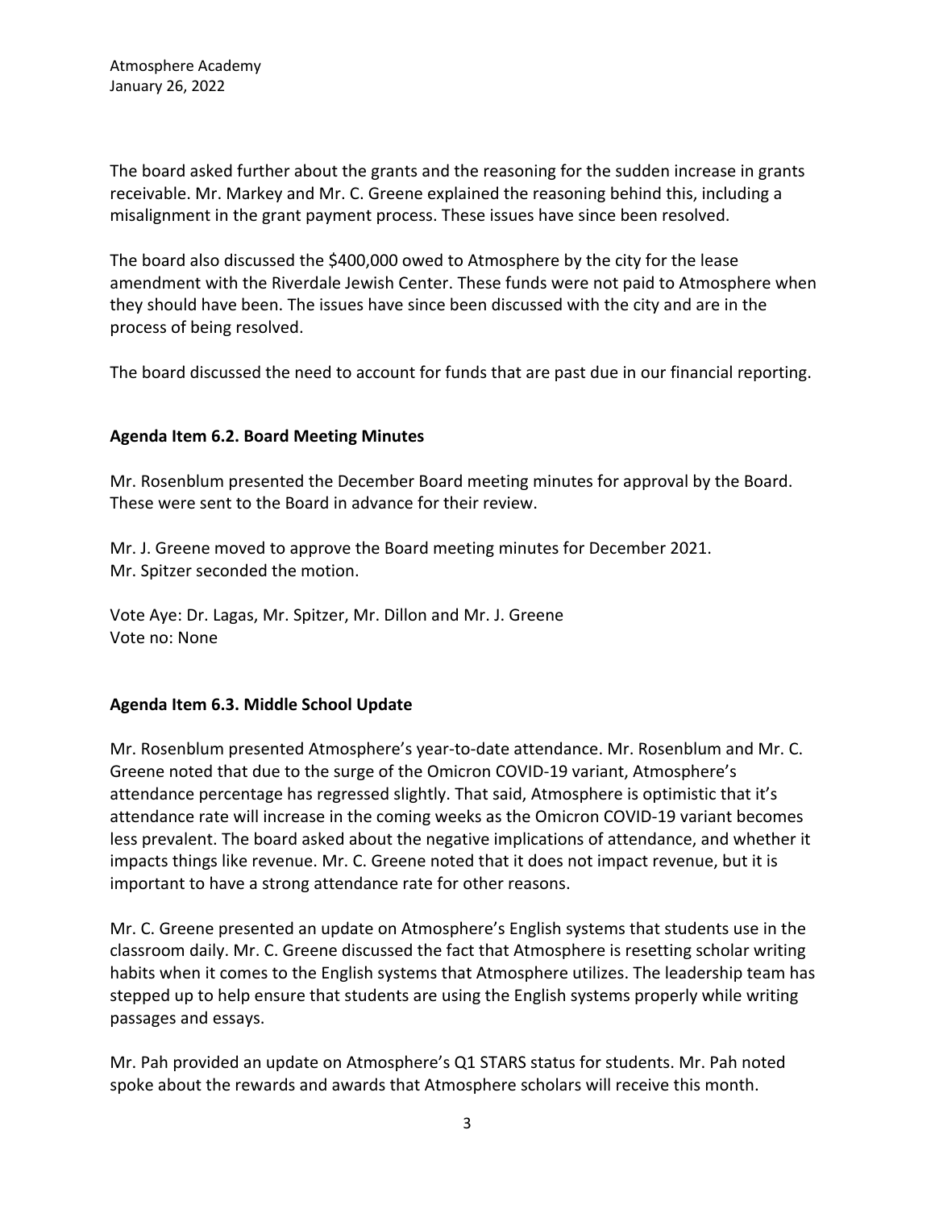The board asked further about the grants and the reasoning for the sudden increase in grants receivable. Mr. Markey and Mr. C. Greene explained the reasoning behind this, including a misalignment in the grant payment process. These issues have since been resolved.

The board also discussed the $400,000 owed to Atmosphere by the city for the lease amendment with the Riverdale Jewish Center. These funds were not paid to Atmosphere when they should have been. The issues have since been discussed with the city and are in the process of being resolved.

The board discussed the need to account for funds that are past due in our financial reporting.

**Agenda Item 6.2. Board Meeting Minutes**

Mr. Rosenblum presented the December Board meeting minutes for approval by the Board. These were sent to the Board in advance for their review.

Mr. J. Greene moved to approve the Board meeting minutes for December 2021.
Mr. Spitzer seconded the motion.

Vote Aye: Dr. Lagas, Mr. Spitzer, Mr. Dillon and Mr. J. Greene
Vote no: None

**Agenda Item 6.3. Middle School Update**

Mr. Rosenblum presented Atmosphere's year-to-date attendance. Mr. Rosenblum and Mr. C. Greene noted that due to the surge of the Omicron COVID-19 variant, Atmosphere's attendance percentage has regressed slightly. That said, Atmosphere is optimistic that it's attendance rate will increase in the coming weeks as the Omicron COVID-19 variant becomes less prevalent. The board asked about the negative implications of attendance, and whether it impacts things like revenue. Mr. C. Greene noted that it does not impact revenue, but it is important to have a strong attendance rate for other reasons.

Mr. C. Greene presented an update on Atmosphere's English systems that students use in the classroom daily. Mr. C. Greene discussed the fact that Atmosphere is resetting scholar writing habits when it comes to the English systems that Atmosphere utilizes. The leadership team has stepped up to help ensure that students are using the English systems properly while writing passages and essays.

Mr. Pah provided an update on Atmosphere's Q1 STARS status for students. Mr. Pah noted spoke about the rewards and awards that Atmosphere scholars will receive this month.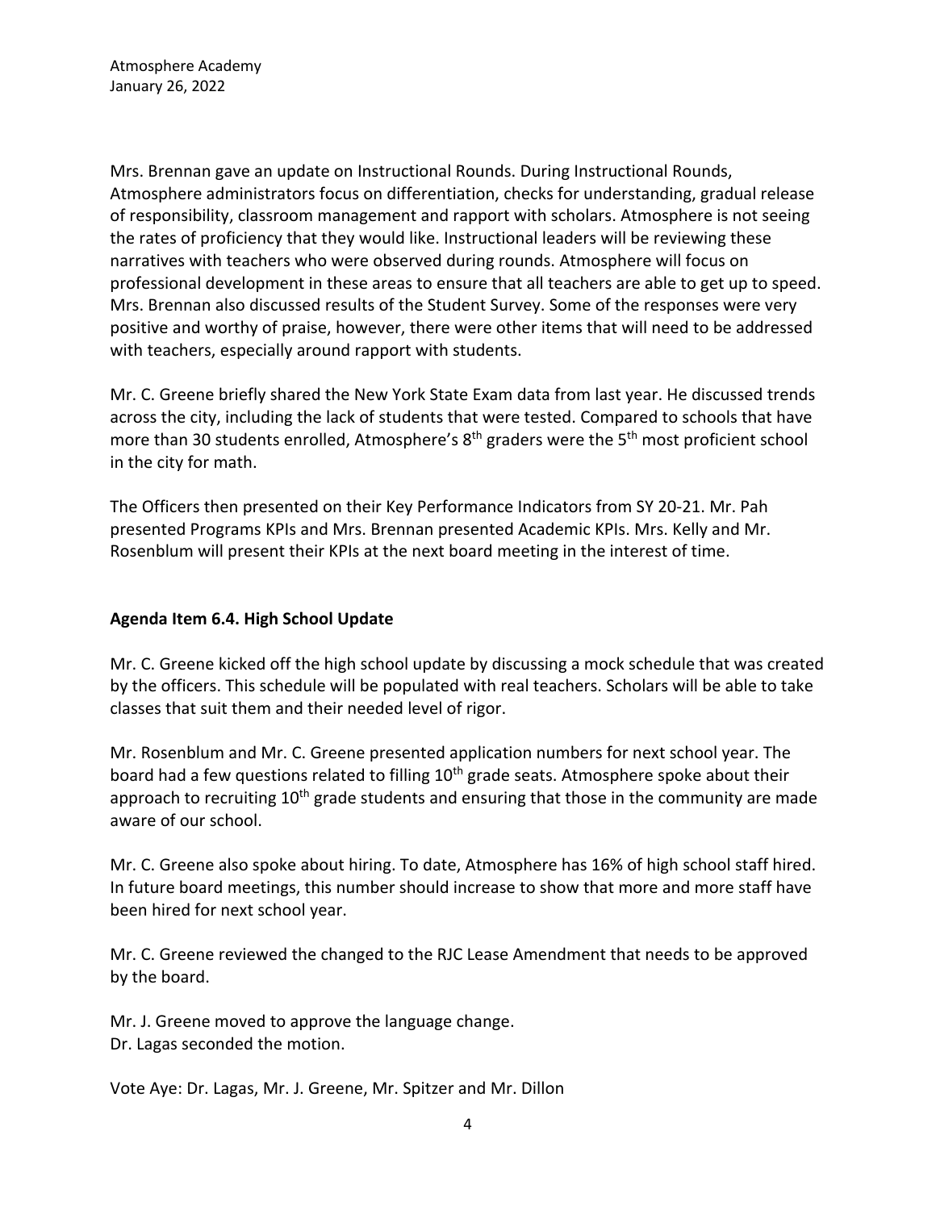Mrs. Brennan gave an update on Instructional Rounds. During Instructional Rounds, Atmosphere administrators focus on differentiation, checks for understanding, gradual release of responsibility, classroom management and rapport with scholars. Atmosphere is not seeing the rates of proficiency that they would like. Instructional leaders will be reviewing these narratives with teachers who were observed during rounds. Atmosphere will focus on professional development in these areas to ensure that all teachers are able to get up to speed. Mrs. Brennan also discussed results of the Student Survey. Some of the responses were very positive and worthy of praise, however, there were other items that will need to be addressed with teachers, especially around rapport with students.

Mr. C. Greene briefly shared the New York State Exam data from last year. He discussed trends across the city, including the lack of students that were tested. Compared to schools that have more than 30 students enrolled, Atmosphere's 8th graders were the 5th most proficient school in the city for math.

The Officers then presented on their Key Performance Indicators from SY 20-21. Mr. Pah presented Programs KPIs and Mrs. Brennan presented Academic KPIs. Mrs. Kelly and Mr. Rosenblum will present their KPIs at the next board meeting in the interest of time.

**Agenda Item 6.4. High School Update**

Mr. C. Greene kicked off the high school update by discussing a mock schedule that was created by the officers. This schedule will be populated with real teachers. Scholars will be able to take classes that suit them and their needed level of rigor.

Mr. Rosenblum and Mr. C. Greene presented application numbers for next school year. The board had a few questions related to filling 10th grade seats. Atmosphere spoke about their approach to recruiting 10th grade students and ensuring that those in the community are made aware of our school.

Mr. C. Greene also spoke about hiring. To date, Atmosphere has 16% of high school staff hired. In future board meetings, this number should increase to show that more and more staff have been hired for next school year.

Mr. C. Greene reviewed the changed to the RJC Lease Amendment that needs to be approved by the board.

Mr. J. Greene moved to approve the language change.
Dr. Lagas seconded the motion.

Vote Aye: Dr. Lagas, Mr. J. Greene, Mr. Spitzer and Mr. Dillon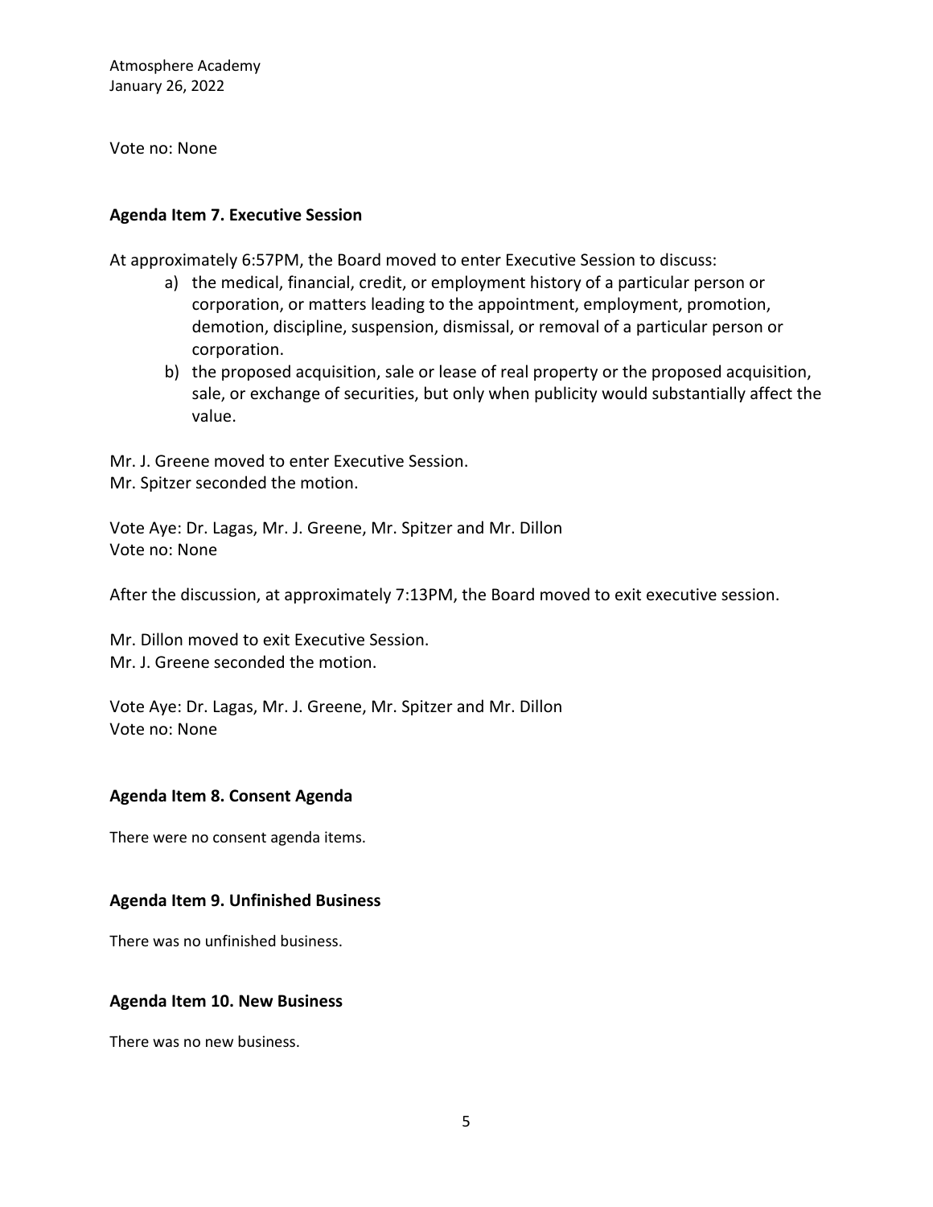Vote no: None

**Agenda Item 7. Executive Session**

At approximately 6:57PM, the Board moved to enter Executive Session to discuss:

a) the medical, financial, credit, or employment history of a particular person or corporation, or matters leading to the appointment, employment, promotion, demotion, discipline, suspension, dismissal, or removal of a particular person or corporation.
b) the proposed acquisition, sale or lease of real property or the proposed acquisition, sale, or exchange of securities, but only when publicity would substantially affect the value.

Mr. J. Greene moved to enter Executive Session.
Mr. Spitzer seconded the motion.

Vote Aye: Dr. Lagas, Mr. J. Greene, Mr. Spitzer and Mr. Dillon
Vote no: None

After the discussion, at approximately 7:13PM, the Board moved to exit executive session.

Mr. Dillon moved to exit Executive Session.
Mr. J. Greene seconded the motion.

Vote Aye: Dr. Lagas, Mr. J. Greene, Mr. Spitzer and Mr. Dillon
Vote no: None

**Agenda Item 8. Consent Agenda**

There were no consent agenda items.

**Agenda Item 9. Unfinished Business**

There was no unfinished business.

**Agenda Item 10. New Business**

There was no new business.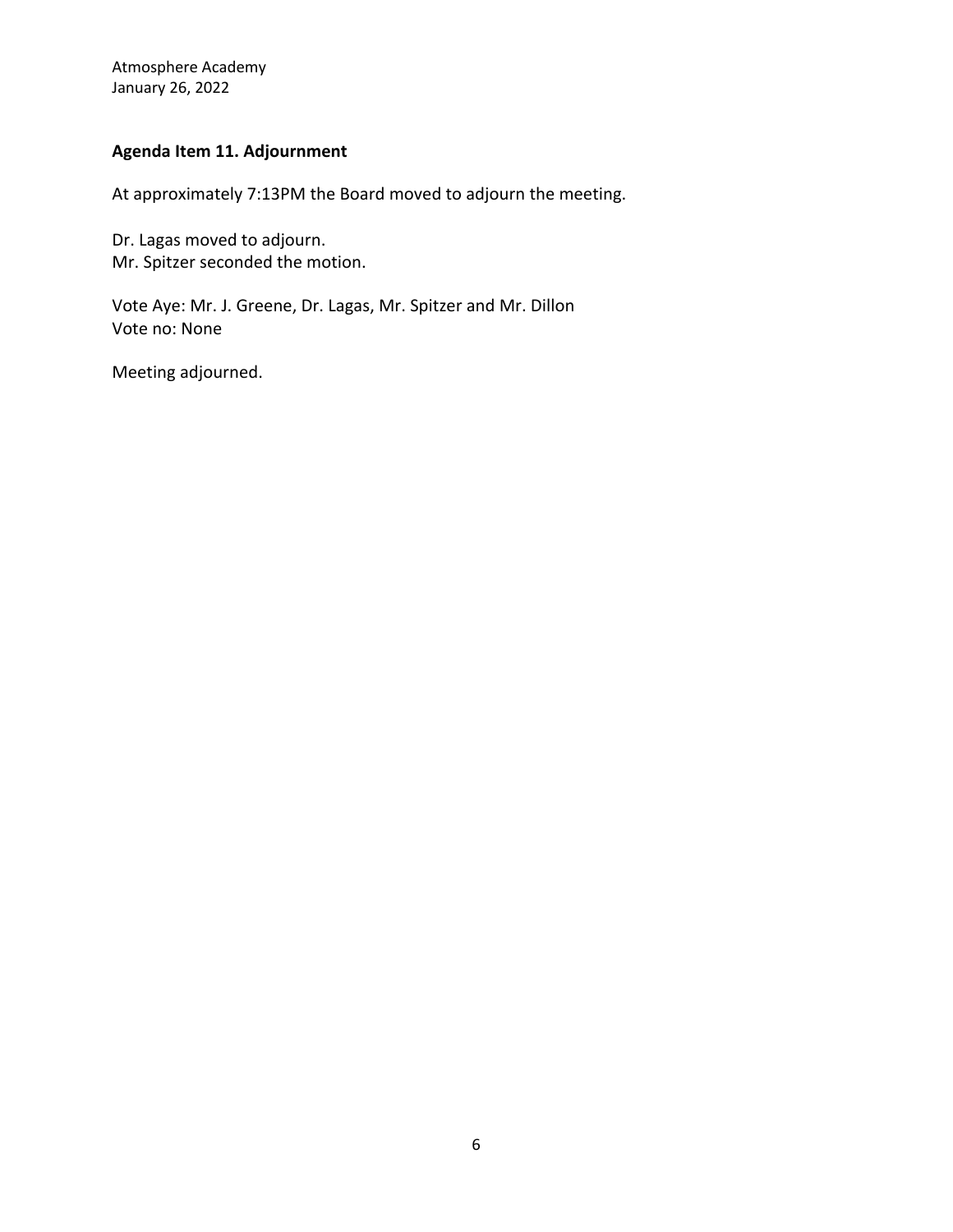## Agenda Item 11. Adjournment

At approximately 7:13PM the Board moved to adjourn the meeting.

Dr. Lagas moved to adjourn.
Mr. Spitzer seconded the motion.

Vote Aye: Mr. J. Greene, Dr. Lagas, Mr. Spitzer and Mr. Dillon
Vote no: None

Meeting adjourned.